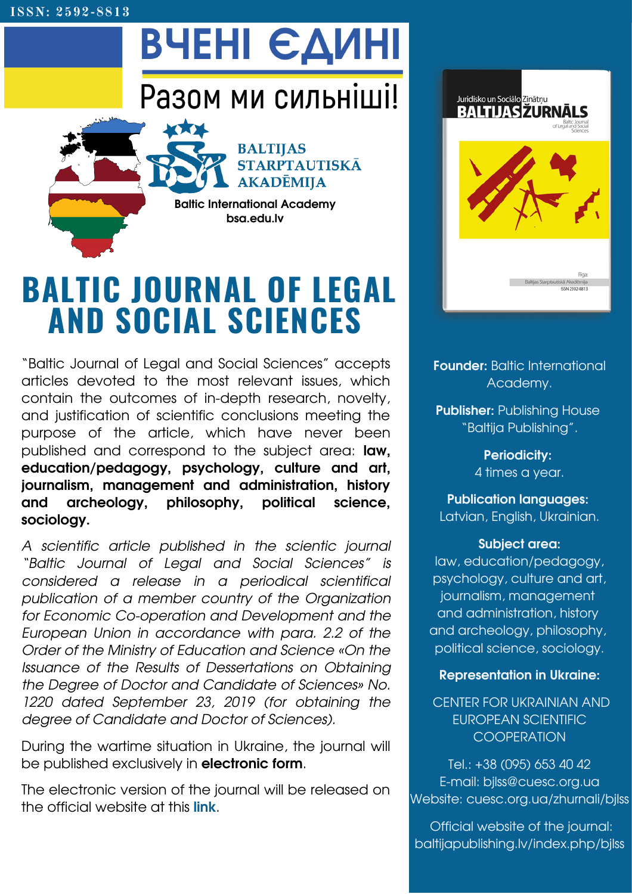ISSN: 2592-8813

# ВЧЕНІ ЄДИНІ

## Разом ми сильніші!

BALTIJAS STARPTAUTISKĀ AKADĒMIJA

Baltic International Academy
bsa.edu.lv

# BALTIC JOURNAL OF LEGAL AND SOCIAL SCIENCES

"Baltic Journal of Legal and Social Sciences" accepts articles devoted to the most relevant issues, which contain the outcomes of in-depth research, novelty, and justification of scientific conclusions meeting the purpose of the article, which have never been published and correspond to the subject area: **law, education/pedagogy, psychology, culture and art, journalism, management and administration, history and archeology, philosophy, political science, sociology.**

*A scientific article published in the scientic journal "Baltic Journal of Legal and Social Sciences" is considered a release in a periodical scientifical publication of a member country of the Organization for Economic Co-operation and Development and the European Union in accordance with para. 2.2 of the Order of the Ministry of Education and Science «On the Issuance of the Results of Dissertations on Obtaining the Degree of Doctor and Candidate of Sciences» No. 1220 dated September 23, 2019 (for obtaining the degree of Candidate and Doctor of Sciences).*

During the wartime situation in Ukraine, the journal will be published exclusively in **electronic form**.

The electronic version of the journal will be released on the official website at this **link**.

Juridisko un Sociālo Zinātņu BALTIJAS ŽURNĀLS
Baltic Journal of Legal and Social Sciences
Rīga: Baltijas Starptautiskā Akadēmija
ISSN 2592-8813

**Founder:** Baltic International Academy.

**Publisher:** Publishing House "Baltija Publishing".

**Periodicity:**
4 times a year.

**Publication languages:**
Latvian, English, Ukrainian.

**Subject area:**
law, education/pedagogy, psychology, culture and art, journalism, management and administration, history and archeology, philosophy, political science, sociology.

**Representation in Ukraine:**

CENTER FOR UKRAINIAN AND EUROPEAN SCIENTIFIC COOPERATION

Tel.: +38 (095) 653 40 42
E-mail: bjlss@cuesc.org.ua
Website: cuesc.org.ua/zhurnali/bjlss

Official website of the journal:
baltijapublishing.lv/index.php/bjlss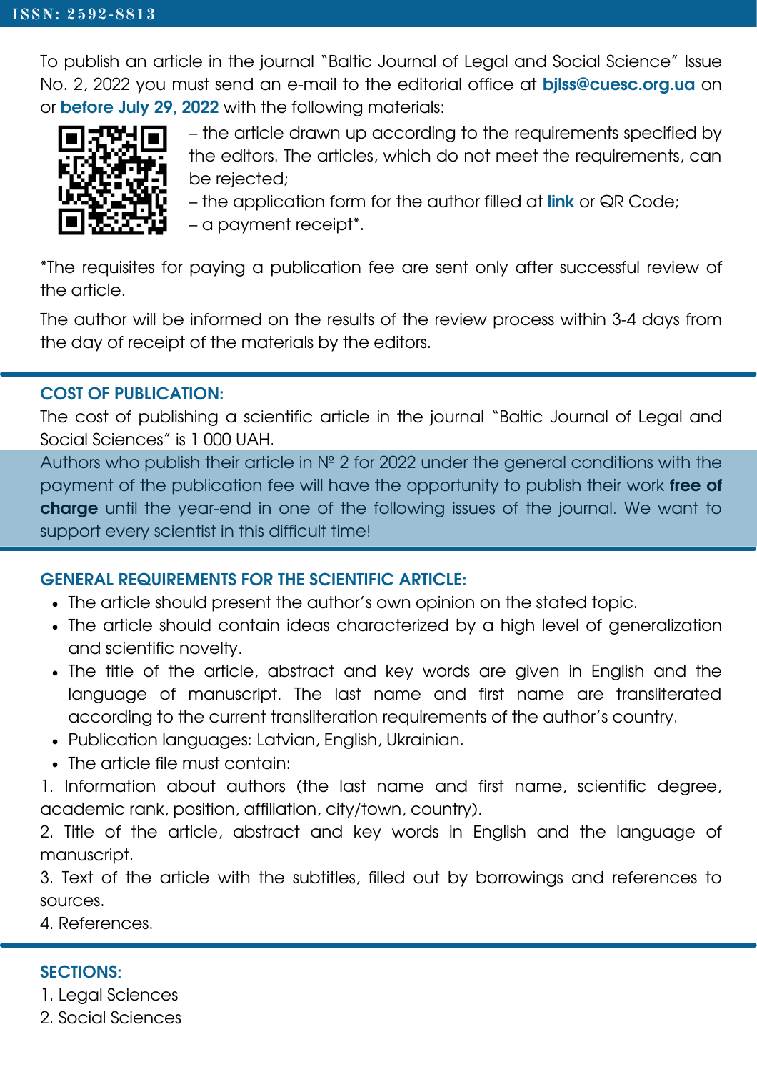To publish an article in the journal "Baltic Journal of Legal and Social Science" Issue No. 2, 2022 you must send an e-mail to the editorial office at **bjlss@cuesc.org.ua** on or **before July 29, 2022** with the following materials:

– the article drawn up according to the requirements specified by the editors. The articles, which do not meet the requirements, can be rejected;
– the application form for the author filled at **link** or QR Code;
– a payment receipt*.

*The requisites for paying a publication fee are sent only after successful review of the article.

The author will be informed on the results of the review process within 3-4 days from the day of receipt of the materials by the editors.

## COST OF PUBLICATION:

The cost of publishing a scientific article in the journal "Baltic Journal of Legal and Social Sciences" is 1 000 UAH.

Authors who publish their article in № 2 for 2022 under the general conditions with the payment of the publication fee will have the opportunity to publish their work **free of charge** until the year-end in one of the following issues of the journal. We want to support every scientist in this difficult time!

## GENERAL REQUIREMENTS FOR THE SCIENTIFIC ARTICLE:

- The article should present the author's own opinion on the stated topic.
- The article should contain ideas characterized by a high level of generalization and scientific novelty.
- The title of the article, abstract and key words are given in English and the language of manuscript. The last name and first name are transliterated according to the current transliteration requirements of the author's country.
- Publication languages: Latvian, English, Ukrainian.
- The article file must contain:

1. Information about authors (the last name and first name, scientific degree, academic rank, position, affiliation, city/town, country).
2. Title of the article, abstract and key words in English and the language of manuscript.
3. Text of the article with the subtitles, filled out by borrowings and references to sources.
4. References.

## SECTIONS:

1. Legal Sciences
2. Social Sciences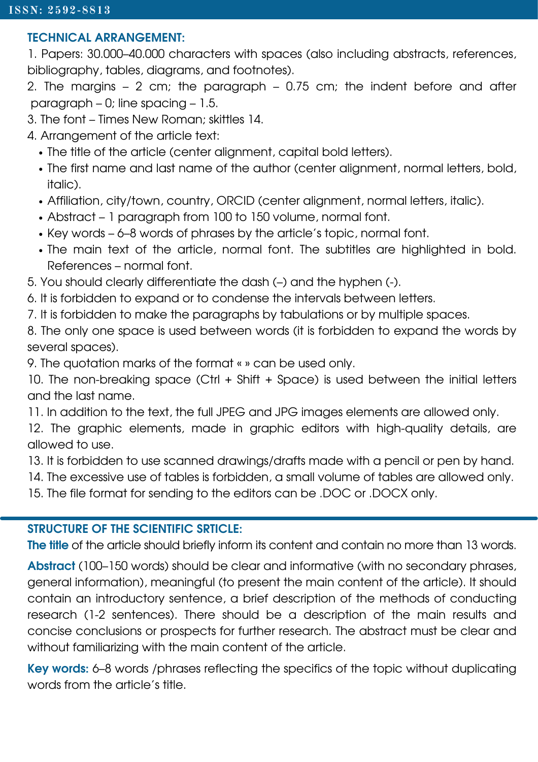## TECHNICAL ARRANGEMENT:

1. Papers: 30.000–40.000 characters with spaces (also including abstracts, references, bibliography, tables, diagrams, and footnotes).
2. The margins – 2 cm; the paragraph – 0.75 cm; the indent before and after paragraph – 0; line spacing – 1.5.
3. The font – Times New Roman; skittles 14.
4. Arrangement of the article text:
   - The title of the article (center alignment, capital bold letters).
   - The first name and last name of the author (center alignment, normal letters, bold, italic).
   - Affiliation, city/town, country, ORCID (center alignment, normal letters, italic).
   - Abstract – 1 paragraph from 100 to 150 volume, normal font.
   - Key words – 6–8 words of phrases by the article's topic, normal font.
   - The main text of the article, normal font. The subtitles are highlighted in bold. References – normal font.
5. You should clearly differentiate the dash (–) and the hyphen (-).
6. It is forbidden to expand or to condense the intervals between letters.
7. It is forbidden to make the paragraphs by tabulations or by multiple spaces.
8. The only one space is used between words (it is forbidden to expand the words by several spaces).
9. The quotation marks of the format « » can be used only.
10. The non-breaking space (Ctrl + Shift + Space) is used between the initial letters and the last name.
11. In addition to the text, the full JPEG and JPG images elements are allowed only.
12. The graphic elements, made in graphic editors with high-quality details, are allowed to use.
13. It is forbidden to use scanned drawings/drafts made with a pencil or pen by hand.
14. The excessive use of tables is forbidden, a small volume of tables are allowed only.
15. The file format for sending to the editors can be .DOC or .DOCX only.

## STRUCTURE OF THE SCIENTIFIC SRTICLE:

**The title** of the article should briefly inform its content and contain no more than 13 words.

**Abstract** (100–150 words) should be clear and informative (with no secondary phrases, general information), meaningful (to present the main content of the article). It should contain an introductory sentence, a brief description of the methods of conducting research (1-2 sentences). There should be a description of the main results and concise conclusions or prospects for further research. The abstract must be clear and without familiarizing with the main content of the article.

**Key words:** 6–8 words /phrases reflecting the specifics of the topic without duplicating words from the article's title.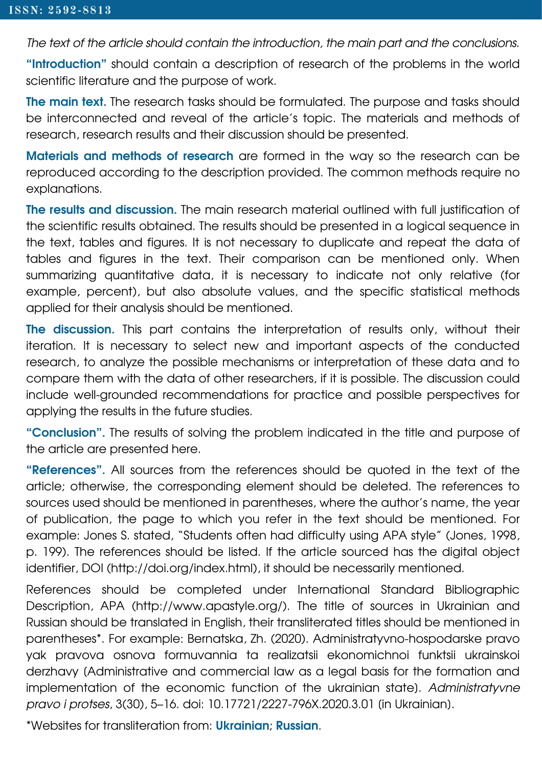*The text of the article should contain the introduction, the main part and the conclusions.*

**"Introduction"** should contain a description of research of the problems in the world scientific literature and the purpose of work.

**The main text.** The research tasks should be formulated. The purpose and tasks should be interconnected and reveal of the article's topic. The materials and methods of research, research results and their discussion should be presented.

**Materials and methods of research** are formed in the way so the research can be reproduced according to the description provided. The common methods require no explanations.

**The results and discussion.** The main research material outlined with full justification of the scientific results obtained. The results should be presented in a logical sequence in the text, tables and figures. It is not necessary to duplicate and repeat the data of tables and figures in the text. Their comparison can be mentioned only. When summarizing quantitative data, it is necessary to indicate not only relative (for example, percent), but also absolute values, and the specific statistical methods applied for their analysis should be mentioned.

**The discussion.** This part contains the interpretation of results only, without their iteration. It is necessary to select new and important aspects of the conducted research, to analyze the possible mechanisms or interpretation of these data and to compare them with the data of other researchers, if it is possible. The discussion could include well-grounded recommendations for practice and possible perspectives for applying the results in the future studies.

**"Conclusion".** The results of solving the problem indicated in the title and purpose of the article are presented here.

**"References".** All sources from the references should be quoted in the text of the article; otherwise, the corresponding element should be deleted. The references to sources used should be mentioned in parentheses, where the author's name, the year of publication, the page to which you refer in the text should be mentioned. For example: Jones S. stated, "Students often had difficulty using APA style" (Jones, 1998, p. 199). The references should be listed. If the article sourced has the digital object identifier, DOI (http://doi.org/index.html), it should be necessarily mentioned.

References should be completed under International Standard Bibliographic Description, APA (http://www.apastyle.org/). The title of sources in Ukrainian and Russian should be translated in English, their transliterated titles should be mentioned in parentheses*. For example: Bernatska, Zh. (2020). Administratyvno-hospodarske pravo yak pravova osnova formuvannia ta realizatsii ekonomichnoi funktsii ukrainskoi derzhavy (Administrative and commercial law as a legal basis for the formation and implementation of the economic function of the ukrainian state). *Administratyvne pravo i protses*, 3(30), 5–16. doi: 10.17721/2227-796X.2020.3.01 (in Ukrainian).

*Websites for transliteration from: **Ukrainian**; **Russian**.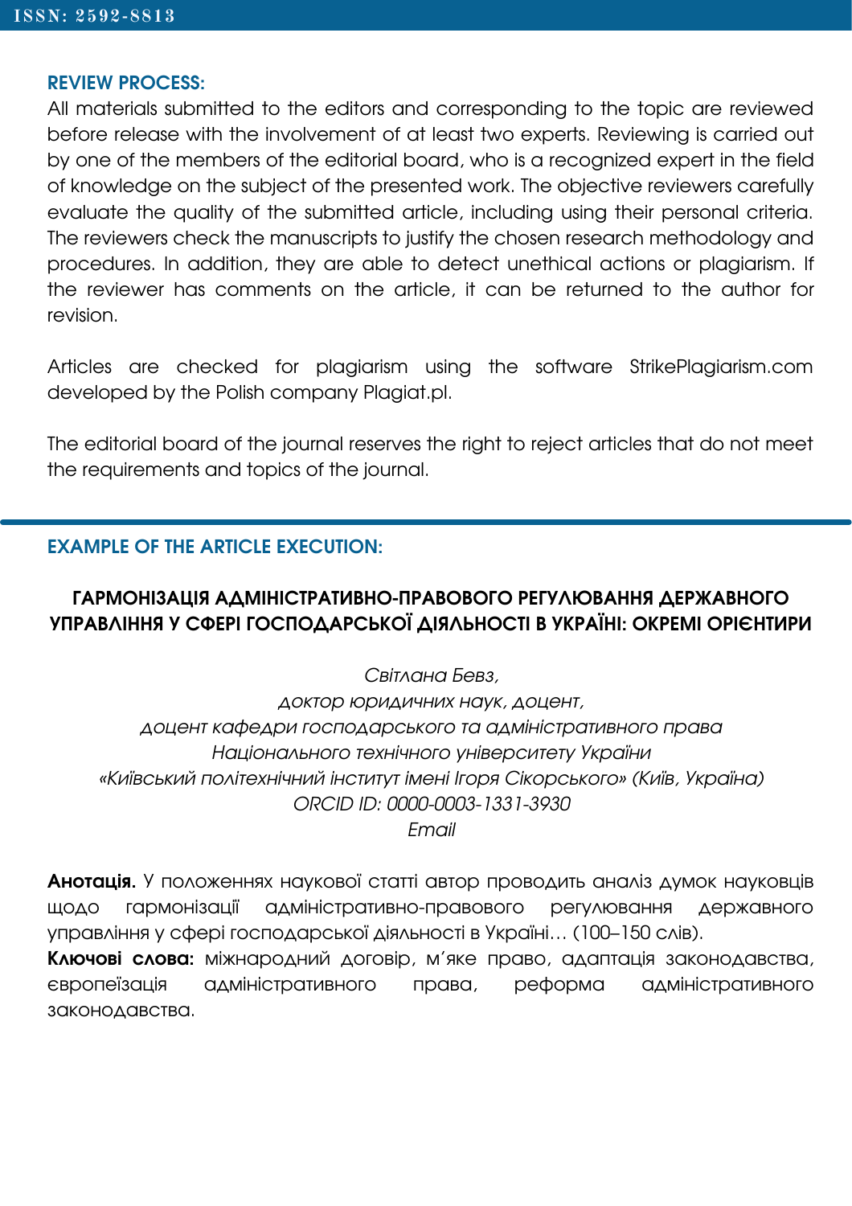## REVIEW PROCESS:

All materials submitted to the editors and corresponding to the topic are reviewed before release with the involvement of at least two experts. Reviewing is carried out by one of the members of the editorial board, who is a recognized expert in the field of knowledge on the subject of the presented work. The objective reviewers carefully evaluate the quality of the submitted article, including using their personal criteria. The reviewers check the manuscripts to justify the chosen research methodology and procedures. In addition, they are able to detect unethical actions or plagiarism. If the reviewer has comments on the article, it can be returned to the author for revision.

Articles are checked for plagiarism using the software StrikePlagiarism.com developed by the Polish company Plagiat.pl.

The editorial board of the journal reserves the right to reject articles that do not meet the requirements and topics of the journal.

---

## EXAMPLE OF THE ARTICLE EXECUTION:

**ГАРМОНІЗАЦІЯ АДМІНІСТРАТИВНО-ПРАВОВОГО РЕГУЛЮВАННЯ ДЕРЖАВНОГО УПРАВЛІННЯ У СФЕРІ ГОСПОДАРСЬКОЇ ДІЯЛЬНОСТІ В УКРАЇНІ: ОКРЕМІ ОРІЄНТИРИ**

*Світлана Бевз,*
*доктор юридичних наук, доцент,*
*доцент кафедри господарського та адміністративного права*
*Національного технічного університету України*
*«Київський політехнічний інститут імені Ігоря Сікорського» (Київ, Україна)*
*ORCID ID: 0000-0003-1331-3930*
*Email*

**Анотація.** У положеннях наукової статті автор проводить аналіз думок науковців щодо гармонізації адміністративно-правового регулювання державного управління у сфері господарської діяльності в Україні… (100–150 слів).

**Ключові слова:** міжнародний договір, м'яке право, адаптація законодавства, європеїзація адміністративного права, реформа адміністративного законодавства.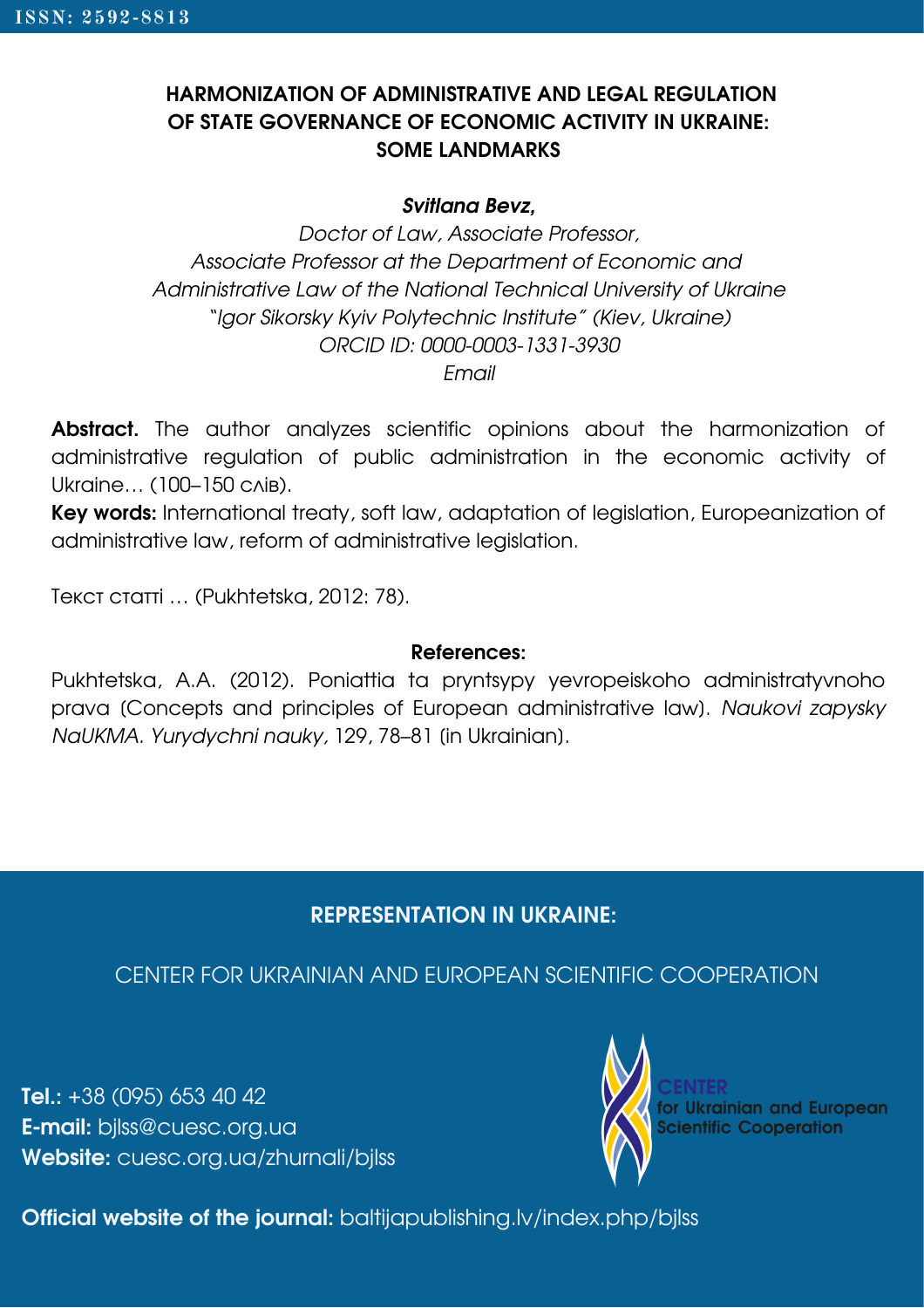## HARMONIZATION OF ADMINISTRATIVE AND LEGAL REGULATION OF STATE GOVERNANCE OF ECONOMIC ACTIVITY IN UKRAINE: SOME LANDMARKS

***Svitlana Bevz,***
*Doctor of Law, Associate Professor,*
*Associate Professor at the Department of Economic and Administrative Law of the National Technical University of Ukraine "Igor Sikorsky Kyiv Polytechnic Institute" (Kiev, Ukraine)*
*ORCID ID: 0000-0003-1331-3930*
*Email*

**Abstract.** The author analyzes scientific opinions about the harmonization of administrative regulation of public administration in the economic activity of Ukraine… (100–150 слів).

**Key words:** International treaty, soft law, adaptation of legislation, Europeanization of administrative law, reform of administrative legislation.

Текст статті … (Pukhtetska, 2012: 78).

**References:**

Pukhtetska, A.A. (2012). Poniattia ta pryntsypy yevropeiskoho administratyvnoho prava (Concepts and principles of European administrative law). *Naukovi zapysky NaUKMA. Yurydychni nauky*, 129, 78–81 (in Ukrainian).

**REPRESENTATION IN UKRAINE:**

CENTER FOR UKRAINIAN AND EUROPEAN SCIENTIFIC COOPERATION

**Tel.:** +38 (095) 653 40 42
**E-mail:** bjlss@cuesc.org.ua
**Website:** cuesc.org.ua/zhurnali/bjlss

CENTER for Ukrainian and European Scientific Cooperation

**Official website of the journal:** baltijapublishing.lv/index.php/bjlss